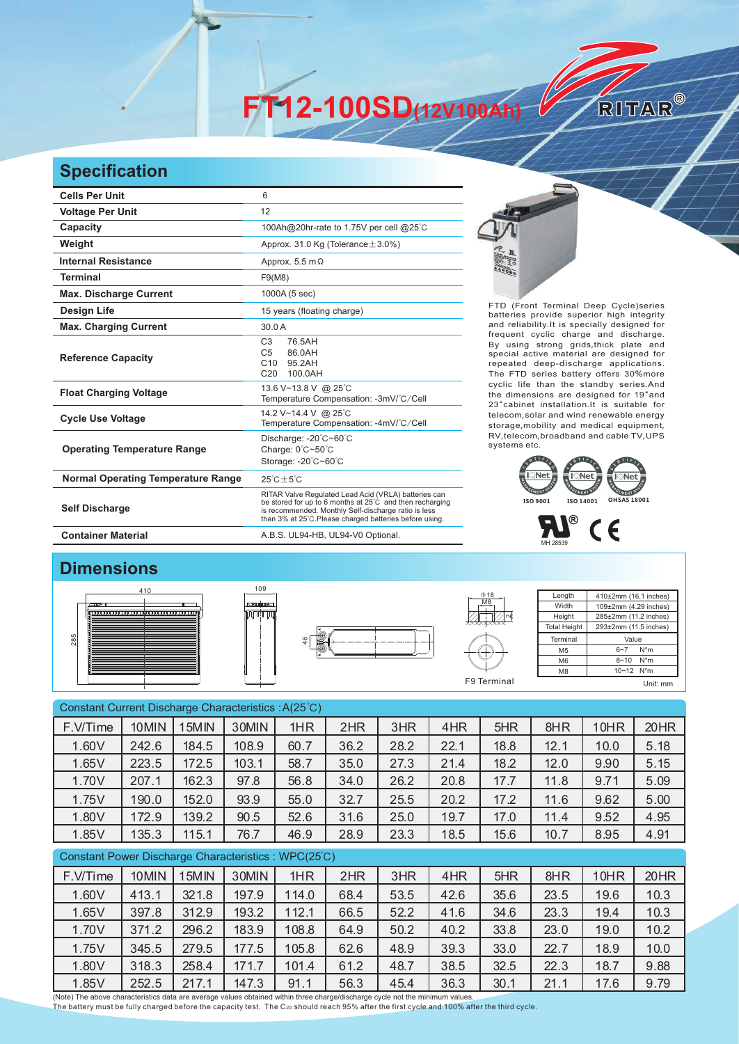# FT12-100SD(12V100Ah)

RITAR®

## Specification

| | |
|---|---|
| **Cells Per Unit** | 6 |
| **Voltage Per Unit** | 12 |
| **Capacity** | 100Ah@20hr-rate to 1.75V per cell @25℃ |
| **Weight** | Approx. 31.0 Kg (Tolerance±3.0%) |
| **Internal Resistance** | Approx. 5.5 mΩ |
| **Terminal** | F9(M8) |
| **Max. Discharge Current** | 1000A (5 sec) |
| **Design Life** | 15 years (floating charge) |
| **Max. Charging Current** | 30.0 A |
| **Reference Capacity** | C3 76.5AH<br>C5 86.0AH<br>C10 95.2AH<br>C20 100.0AH |
| **Float Charging Voltage** | 13.6 V~13.8 V @ 25℃<br>Temperature Compensation: -3mV/℃/Cell |
| **Cycle Use Voltage** | 14.2 V~14.4 V @ 25℃<br>Temperature Compensation: -4mV/℃/Cell |
| **Operating Temperature Range** | Discharge: -20℃~60℃<br>Charge: 0℃~50℃<br>Storage: -20℃~60℃ |
| **Normal Operating Temperature Range** | 25℃±5℃ |
| **Self Discharge** | RITAR Valve Regulated Lead Acid (VRLA) batteries can be stored for up to 6 months at 25℃ and then recharging is recommended. Monthly Self-discharge ratio is less than 3% at 25℃.Please charged batteries before using. |
| **Container Material** | A.B.S. UL94-HB, UL94-V0 Optional. |

FTD (Front Terminal Deep Cycle)series batteries provide superior high integrity and reliability.It is specially designed for frequent cyclic charge and discharge. By using strong grids,thick plate and special active material are designed for repeated deep-discharge applications. The FTD series battery offers 30%more cyclic life than the standby series.And the dimensions are designed for 19"and 23"cabinet installation.It is suitable for telecom,solar and wind renewable energy storage,mobility and medical equipment, RV,telecom,broadband and cable TV,UPS systems etc.

ISO 9001 ISO 14001 OHSAS 18001

MH 28539

## Dimensions

F9 Terminal

| Length | 410±2mm (16.1 inches) |
|---|---|
| Width | 109±2mm (4.29 inches) |
| Height | 285±2mm (11.2 inches) |
| Total Height | 293±2mm (11.5 inches) |

| Terminal | Value |
|---|---|
| M5 | 6~7 N*m |
| M6 | 8~10 N*m |
| M8 | 10~12 N*m |

Unit: mm

Constant Current Discharge Characteristics : A(25℃)

| F.V/Time | 10MIN | 15MIN | 30MIN | 1HR | 2HR | 3HR | 4HR | 5HR | 8HR | 10HR | 20HR |
|---|---|---|---|---|---|---|---|---|---|---|---|
| 1.60V | 242.6 | 184.5 | 108.9 | 60.7 | 36.2 | 28.2 | 22.1 | 18.8 | 12.1 | 10.0 | 5.18 |
| 1.65V | 223.5 | 172.5 | 103.1 | 58.7 | 35.0 | 27.3 | 21.4 | 18.2 | 12.0 | 9.90 | 5.15 |
| 1.70V | 207.1 | 162.3 | 97.8 | 56.8 | 34.0 | 26.2 | 20.8 | 17.7 | 11.8 | 9.71 | 5.09 |
| 1.75V | 190.0 | 152.0 | 93.9 | 55.0 | 32.7 | 25.5 | 20.2 | 17.2 | 11.6 | 9.62 | 5.00 |
| 1.80V | 172.9 | 139.2 | 90.5 | 52.6 | 31.6 | 25.0 | 19.7 | 17.0 | 11.4 | 9.52 | 4.95 |
| 1.85V | 135.3 | 115.1 | 76.7 | 46.9 | 28.9 | 23.3 | 18.5 | 15.6 | 10.7 | 8.95 | 4.91 |

Constant Power Discharge Characteristics : WPC(25℃)

| F.V/Time | 10MIN | 15MIN | 30MIN | 1HR | 2HR | 3HR | 4HR | 5HR | 8HR | 10HR | 20HR |
|---|---|---|---|---|---|---|---|---|---|---|---|
| 1.60V | 413.1 | 321.8 | 197.9 | 114.0 | 68.4 | 53.5 | 42.6 | 35.6 | 23.5 | 19.6 | 10.3 |
| 1.65V | 397.8 | 312.9 | 193.2 | 112.1 | 66.5 | 52.2 | 41.6 | 34.6 | 23.3 | 19.4 | 10.3 |
| 1.70V | 371.2 | 296.2 | 183.9 | 108.8 | 64.9 | 50.2 | 40.2 | 33.8 | 23.0 | 19.0 | 10.2 |
| 1.75V | 345.5 | 279.5 | 177.5 | 105.8 | 62.6 | 48.9 | 39.3 | 33.0 | 22.7 | 18.9 | 10.0 |
| 1.80V | 318.3 | 258.4 | 171.7 | 101.4 | 61.2 | 48.7 | 38.5 | 32.5 | 22.3 | 18.7 | 9.88 |
| 1.85V | 252.5 | 217.1 | 147.3 | 91.1 | 56.3 | 45.4 | 36.3 | 30.1 | 21.1 | 17.6 | 9.79 |

(Note) The above characteristics data are average values obtained within three charge/discharge cycle not the minimum values.
The battery must be fully charged before the capacity test. The $C_{20}$ should reach 95% after the first cycle and 100% after the third cycle.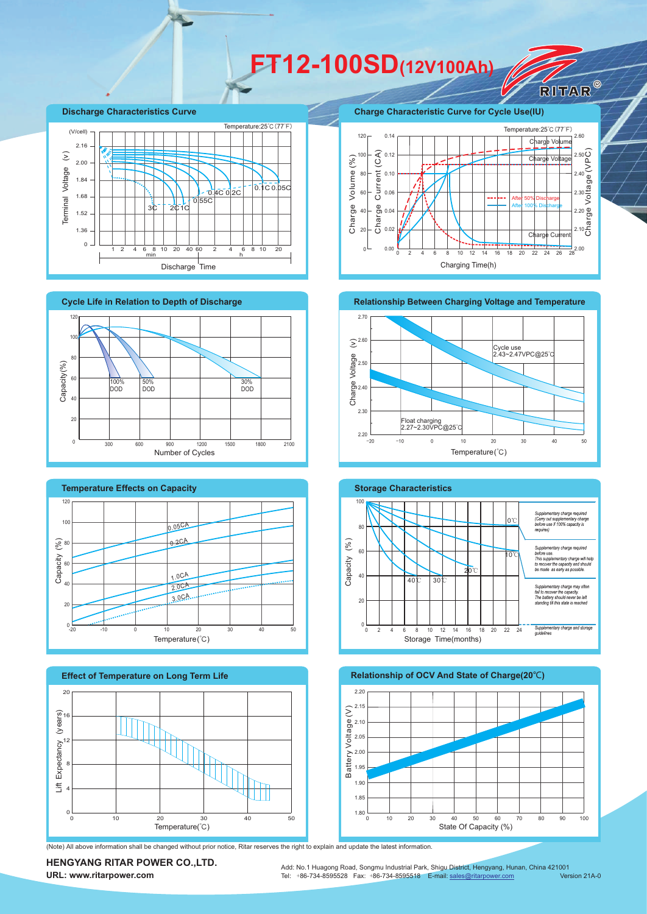# FT12-100SD(12V100Ah)

RITAR®

## Discharge Characteristics Curve

Temperature:25°C (77°F)

(V/cell)

Terminal Voltage (v)

2.16
2.00
1.84
1.68
1.52
1.36
0

3C 2C 1C 0.55C 0.4C 0.2C 0.1C 0.05C

1 2 4 6 8 10 20 40 60 2 4 6 8 10 20

min h

Discharge Time

## Charge Characteristic Curve for Cycle Use(IU)

Temperature:25°C (77°F)

Charge Volume (%) 120 100 80 60 40 20 0

Charge Current (CA) 0.14 0.12 0.10 0.08 0.06 0.04 0.02 0.00

Charge Voltage (VPC) 2.60 2.50 2.40 2.30 2.20 2.10 2.00

Charge Volume

Charge Voltage

After 50% Discharge

After 100% Discharge

Charge Current

0 2 4 6 8 10 12 14 16 18 20 22 24 26 28

Charging Time(h)

## Cycle Life in Relation to Depth of Discharge

Capacity(%) 120 100 80 60 40 20 0

100% DOD

50% DOD

30% DOD

300 600 900 1200 1500 1800 2100

Number of Cycles

## Relationship Between Charging Voltage and Temperature

Charge Voltage (v) 2.70 2.60 2.50 2.40 2.30 2.20

Cycle use
2.43~2.47VPC@25°C

Float charging
2.27~2.30VPC@25°C

−20 −10 0 10 20 30 40 50

Temperature(°C)

## Temperature Effects on Capacity

Capacity (%) 120 100 80 60 40 20 0

0.05CA

0.2CA

1.0CA

2.0CA

3.0CA

-20 -10 0 10 20 30 40 50

Temperature(°C)

## Storage Characteristics

Capacity (%) 100 80 60 40 20 0

0°C 10°C 20°C 30°C 40°C

0 2 4 6 8 10 12 14 16 18 20 22 24

Storage Time(months)

Supplementary charge required (Carry out supplementary charge before use if 100% capacity is requires)

Supplementary charge required before use. This supplementary charge will help to recover the capacity and should be made as early as possible.

Supplementary charge may often fail to recover the capacity. The battery should never be left standing till this state is reached

Supplementary charge and storage guidelines

## Effect of Temperature on Long Term Life

Lift Expectancy (years) 20 16 12 8 4 0

0 10 20 30 40 50

Temperature(°C)

## Relationship of OCV And State of Charge(20℃)

Battery Voltage (V) 2.20 2.15 2.10 2.05 2.00 1.95 1.90 1.85 1.80

0 10 20 30 40 50 60 70 80 90 100

State Of Capacity (%)

(Note) All above information shall be changed without prior notice, Ritar reserves the right to explain and update the latest information.

**HENGYANG RITAR POWER CO.,LTD.**

**URL: www.ritarpower.com**

Add: No.1 Huagong Road, Songmu Industrial Park, Shigu District, Hengyang, Hunan, China 421001

Tel: +86-734-8595528 Fax: +86-734-8595518 E-mail: sales@ritarpower.com

Version 21A-0